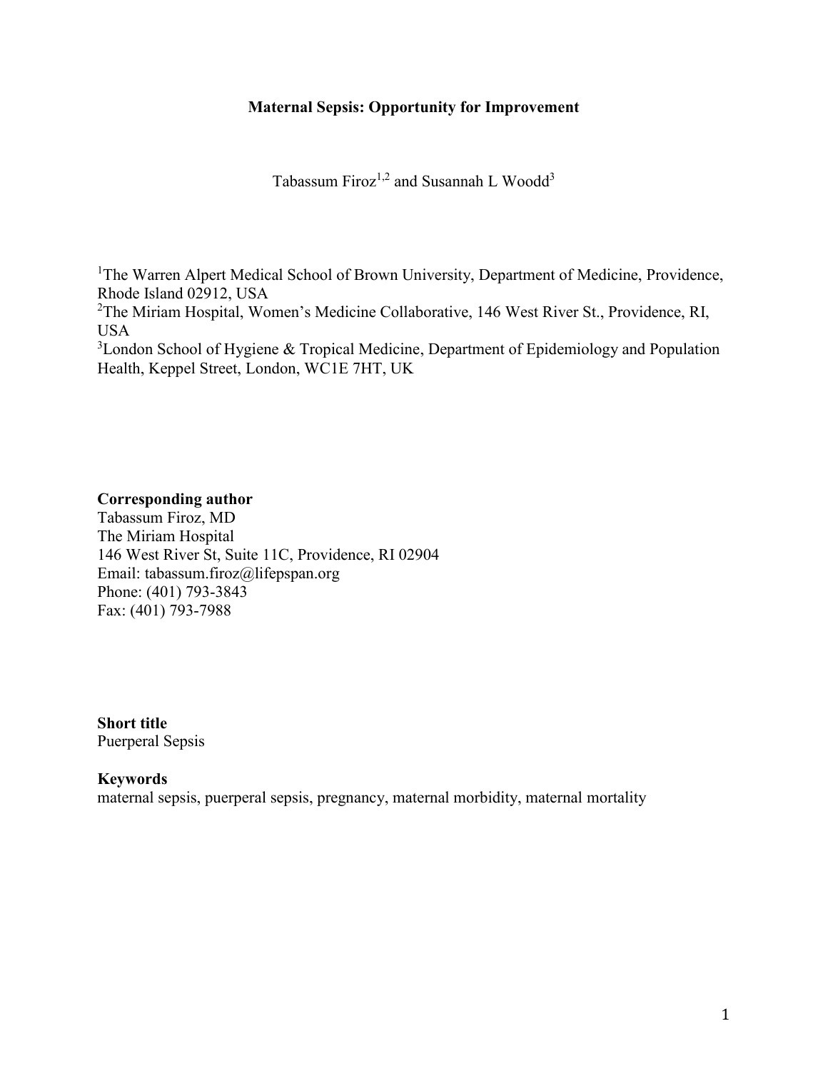# Maternal Sepsis: Opportunity for Improvement

Tabassum Firoz[1,2] and Susannah L Woodd[3]

[1]The Warren Alpert Medical School of Brown University, Department of Medicine, Providence, Rhode Island 02912, USA
[2]The Miriam Hospital, Women's Medicine Collaborative, 146 West River St., Providence, RI, USA
[3]London School of Hygiene & Tropical Medicine, Department of Epidemiology and Population Health, Keppel Street, London, WC1E 7HT, UK

**Corresponding author**
Tabassum Firoz, MD
The Miriam Hospital
146 West River St, Suite 11C, Providence, RI 02904
Email: tabassum.firoz@lifepspan.org
Phone: (401) 793-3843
Fax: (401) 793-7988

**Short title**
Puerperal Sepsis

**Keywords**
maternal sepsis, puerperal sepsis, pregnancy, maternal morbidity, maternal mortality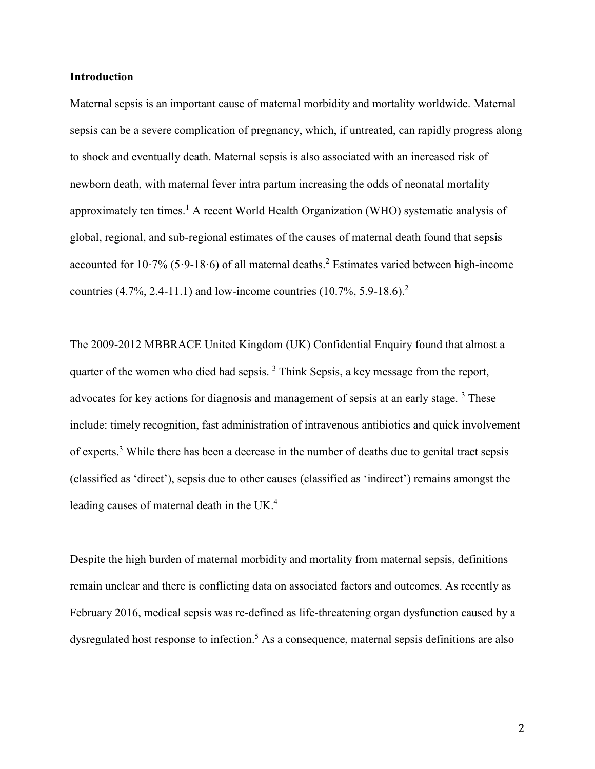## Introduction

Maternal sepsis is an important cause of maternal morbidity and mortality worldwide. Maternal sepsis can be a severe complication of pregnancy, which, if untreated, can rapidly progress along to shock and eventually death. Maternal sepsis is also associated with an increased risk of newborn death, with maternal fever intra partum increasing the odds of neonatal mortality approximately ten times.[1] A recent World Health Organization (WHO) systematic analysis of global, regional, and sub-regional estimates of the causes of maternal death found that sepsis accounted for 10·7% (5·9-18·6) of all maternal deaths.[2] Estimates varied between high-income countries (4.7%, 2.4-11.1) and low-income countries (10.7%, 5.9-18.6).[2]

The 2009-2012 MBBRACE United Kingdom (UK) Confidential Enquiry found that almost a quarter of the women who died had sepsis. [3] Think Sepsis, a key message from the report, advocates for key actions for diagnosis and management of sepsis at an early stage. [3] These include: timely recognition, fast administration of intravenous antibiotics and quick involvement of experts.[3] While there has been a decrease in the number of deaths due to genital tract sepsis (classified as 'direct'), sepsis due to other causes (classified as 'indirect') remains amongst the leading causes of maternal death in the UK.[4]

Despite the high burden of maternal morbidity and mortality from maternal sepsis, definitions remain unclear and there is conflicting data on associated factors and outcomes. As recently as February 2016, medical sepsis was re-defined as life-threatening organ dysfunction caused by a dysregulated host response to infection.[5] As a consequence, maternal sepsis definitions are also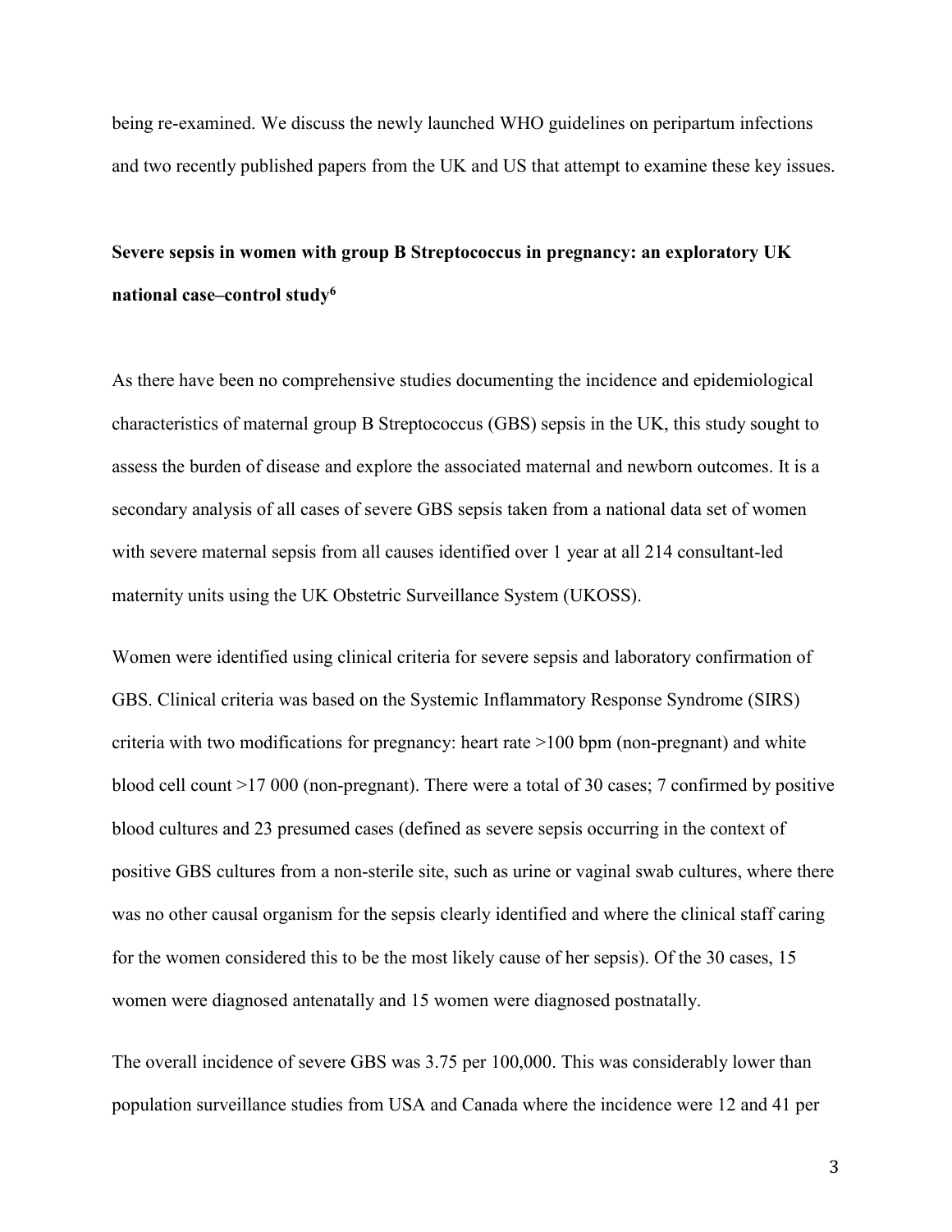being re-examined. We discuss the newly launched WHO guidelines on peripartum infections and two recently published papers from the UK and US that attempt to examine these key issues.

**Severe sepsis in women with group B Streptococcus in pregnancy: an exploratory UK national case–control study[6]**

As there have been no comprehensive studies documenting the incidence and epidemiological characteristics of maternal group B Streptococcus (GBS) sepsis in the UK, this study sought to assess the burden of disease and explore the associated maternal and newborn outcomes. It is a secondary analysis of all cases of severe GBS sepsis taken from a national data set of women with severe maternal sepsis from all causes identified over 1 year at all 214 consultant-led maternity units using the UK Obstetric Surveillance System (UKOSS).

Women were identified using clinical criteria for severe sepsis and laboratory confirmation of GBS. Clinical criteria was based on the Systemic Inflammatory Response Syndrome (SIRS) criteria with two modifications for pregnancy: heart rate >100 bpm (non-pregnant) and white blood cell count >17 000 (non-pregnant). There were a total of 30 cases; 7 confirmed by positive blood cultures and 23 presumed cases (defined as severe sepsis occurring in the context of positive GBS cultures from a non-sterile site, such as urine or vaginal swab cultures, where there was no other causal organism for the sepsis clearly identified and where the clinical staff caring for the women considered this to be the most likely cause of her sepsis). Of the 30 cases, 15 women were diagnosed antenatally and 15 women were diagnosed postnatally.

The overall incidence of severe GBS was 3.75 per 100,000. This was considerably lower than population surveillance studies from USA and Canada where the incidence were 12 and 41 per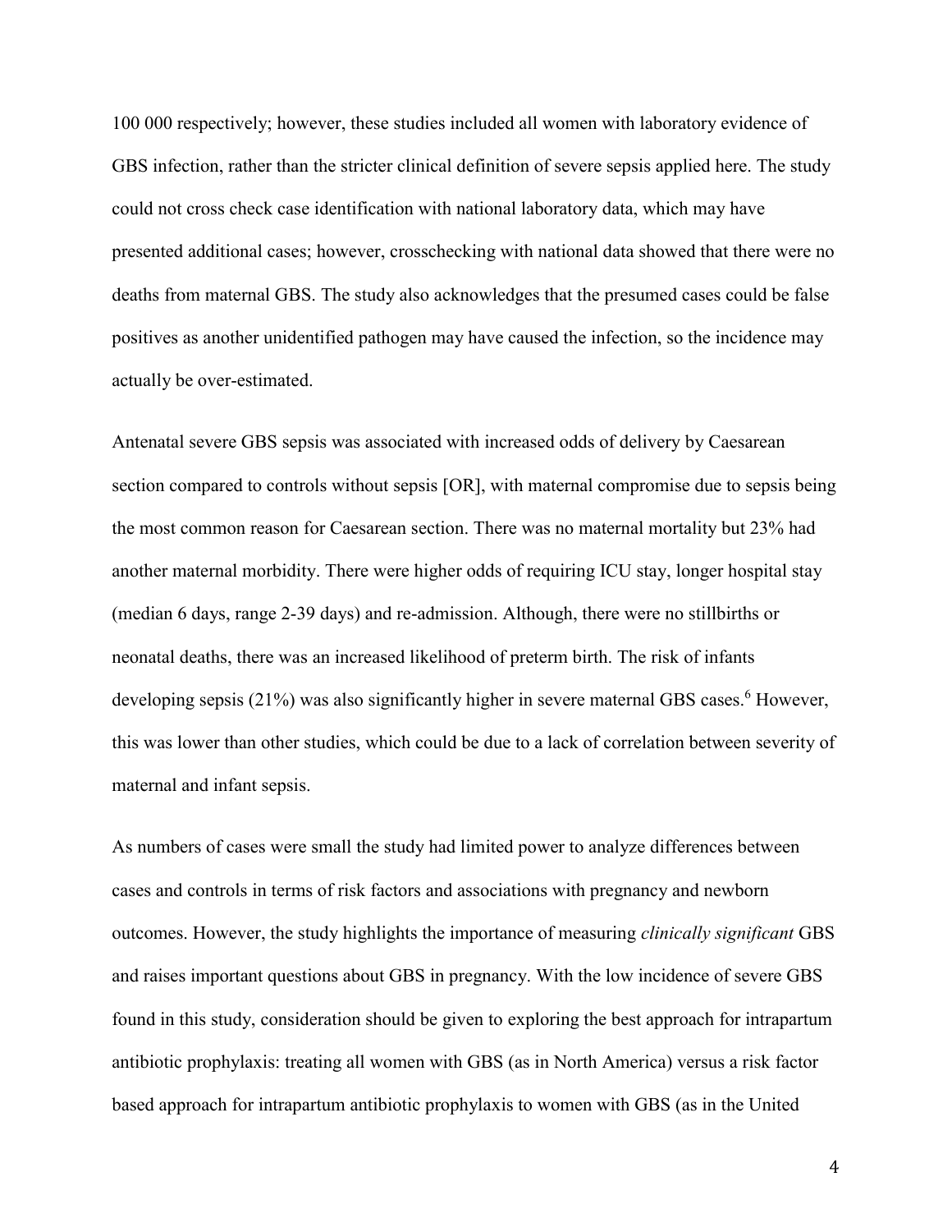100 000 respectively; however, these studies included all women with laboratory evidence of GBS infection, rather than the stricter clinical definition of severe sepsis applied here. The study could not cross check case identification with national laboratory data, which may have presented additional cases; however, crosschecking with national data showed that there were no deaths from maternal GBS. The study also acknowledges that the presumed cases could be false positives as another unidentified pathogen may have caused the infection, so the incidence may actually be over-estimated.

Antenatal severe GBS sepsis was associated with increased odds of delivery by Caesarean section compared to controls without sepsis [OR], with maternal compromise due to sepsis being the most common reason for Caesarean section. There was no maternal mortality but 23% had another maternal morbidity. There were higher odds of requiring ICU stay, longer hospital stay (median 6 days, range 2-39 days) and re-admission. Although, there were no stillbirths or neonatal deaths, there was an increased likelihood of preterm birth. The risk of infants developing sepsis (21%) was also significantly higher in severe maternal GBS cases.[6] However, this was lower than other studies, which could be due to a lack of correlation between severity of maternal and infant sepsis.

As numbers of cases were small the study had limited power to analyze differences between cases and controls in terms of risk factors and associations with pregnancy and newborn outcomes. However, the study highlights the importance of measuring *clinically significant* GBS and raises important questions about GBS in pregnancy. With the low incidence of severe GBS found in this study, consideration should be given to exploring the best approach for intrapartum antibiotic prophylaxis: treating all women with GBS (as in North America) versus a risk factor based approach for intrapartum antibiotic prophylaxis to women with GBS (as in the United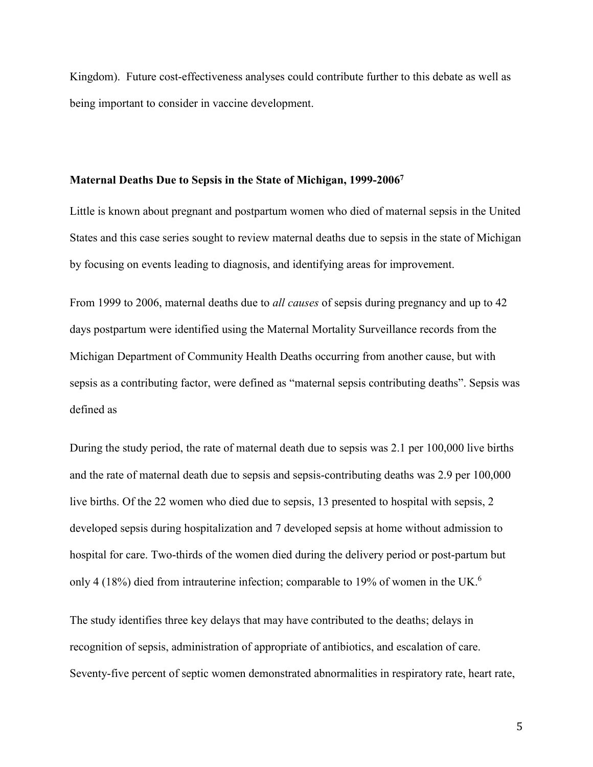Kingdom). Future cost-effectiveness analyses could contribute further to this debate as well as being important to consider in vaccine development.

**Maternal Deaths Due to Sepsis in the State of Michigan, 1999-2006[7]**

Little is known about pregnant and postpartum women who died of maternal sepsis in the United States and this case series sought to review maternal deaths due to sepsis in the state of Michigan by focusing on events leading to diagnosis, and identifying areas for improvement.

From 1999 to 2006, maternal deaths due to *all causes* of sepsis during pregnancy and up to 42 days postpartum were identified using the Maternal Mortality Surveillance records from the Michigan Department of Community Health Deaths occurring from another cause, but with sepsis as a contributing factor, were defined as "maternal sepsis contributing deaths". Sepsis was defined as

During the study period, the rate of maternal death due to sepsis was 2.1 per 100,000 live births and the rate of maternal death due to sepsis and sepsis-contributing deaths was 2.9 per 100,000 live births. Of the 22 women who died due to sepsis, 13 presented to hospital with sepsis, 2 developed sepsis during hospitalization and 7 developed sepsis at home without admission to hospital for care. Two-thirds of the women died during the delivery period or post-partum but only 4 (18%) died from intrauterine infection; comparable to 19% of women in the UK.[6]

The study identifies three key delays that may have contributed to the deaths; delays in recognition of sepsis, administration of appropriate of antibiotics, and escalation of care. Seventy-five percent of septic women demonstrated abnormalities in respiratory rate, heart rate,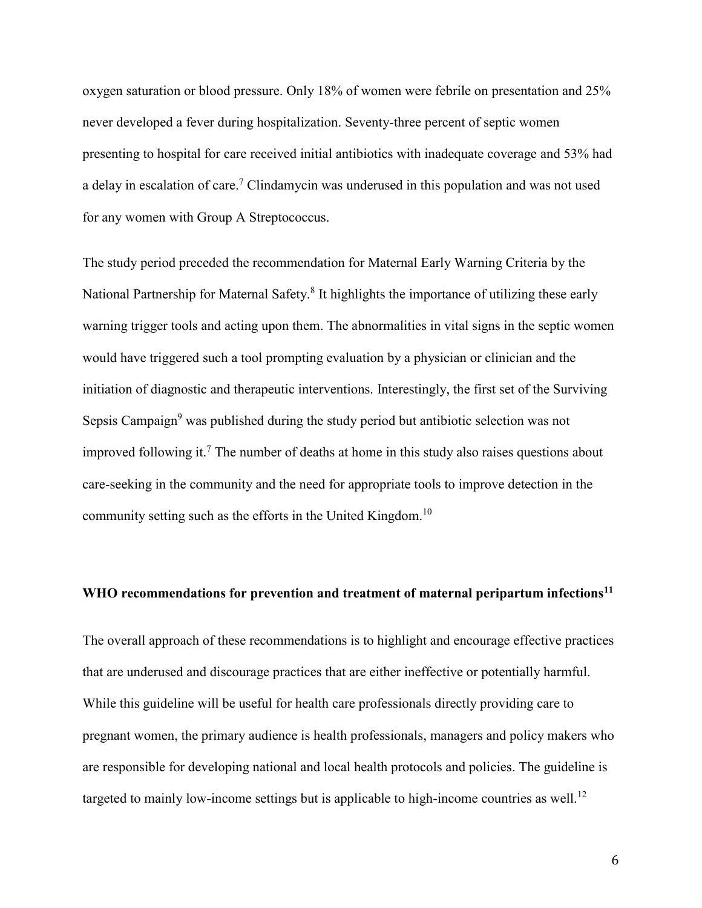oxygen saturation or blood pressure. Only 18% of women were febrile on presentation and 25% never developed a fever during hospitalization. Seventy-three percent of septic women presenting to hospital for care received initial antibiotics with inadequate coverage and 53% had a delay in escalation of care.[7] Clindamycin was underused in this population and was not used for any women with Group A Streptococcus.

The study period preceded the recommendation for Maternal Early Warning Criteria by the National Partnership for Maternal Safety.[8] It highlights the importance of utilizing these early warning trigger tools and acting upon them. The abnormalities in vital signs in the septic women would have triggered such a tool prompting evaluation by a physician or clinician and the initiation of diagnostic and therapeutic interventions. Interestingly, the first set of the Surviving Sepsis Campaign[9] was published during the study period but antibiotic selection was not improved following it.[7] The number of deaths at home in this study also raises questions about care-seeking in the community and the need for appropriate tools to improve detection in the community setting such as the efforts in the United Kingdom.[10]

## WHO recommendations for prevention and treatment of maternal peripartum infections[11]

The overall approach of these recommendations is to highlight and encourage effective practices that are underused and discourage practices that are either ineffective or potentially harmful. While this guideline will be useful for health care professionals directly providing care to pregnant women, the primary audience is health professionals, managers and policy makers who are responsible for developing national and local health protocols and policies. The guideline is targeted to mainly low-income settings but is applicable to high-income countries as well.[12]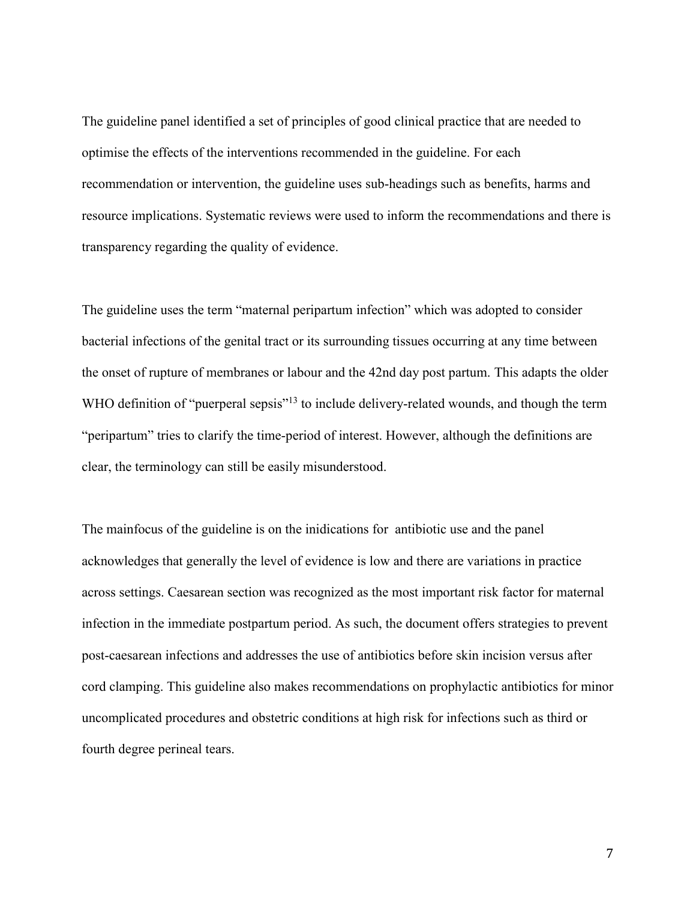The guideline panel identified a set of principles of good clinical practice that are needed to optimise the effects of the interventions recommended in the guideline. For each recommendation or intervention, the guideline uses sub-headings such as benefits, harms and resource implications. Systematic reviews were used to inform the recommendations and there is transparency regarding the quality of evidence.

The guideline uses the term "maternal peripartum infection" which was adopted to consider bacterial infections of the genital tract or its surrounding tissues occurring at any time between the onset of rupture of membranes or labour and the 42nd day post partum. This adapts the older WHO definition of "puerperal sepsis"[13] to include delivery-related wounds, and though the term "peripartum" tries to clarify the time-period of interest. However, although the definitions are clear, the terminology can still be easily misunderstood.

The mainfocus of the guideline is on the inidications for antibiotic use and the panel acknowledges that generally the level of evidence is low and there are variations in practice across settings. Caesarean section was recognized as the most important risk factor for maternal infection in the immediate postpartum period. As such, the document offers strategies to prevent post-caesarean infections and addresses the use of antibiotics before skin incision versus after cord clamping. This guideline also makes recommendations on prophylactic antibiotics for minor uncomplicated procedures and obstetric conditions at high risk for infections such as third or fourth degree perineal tears.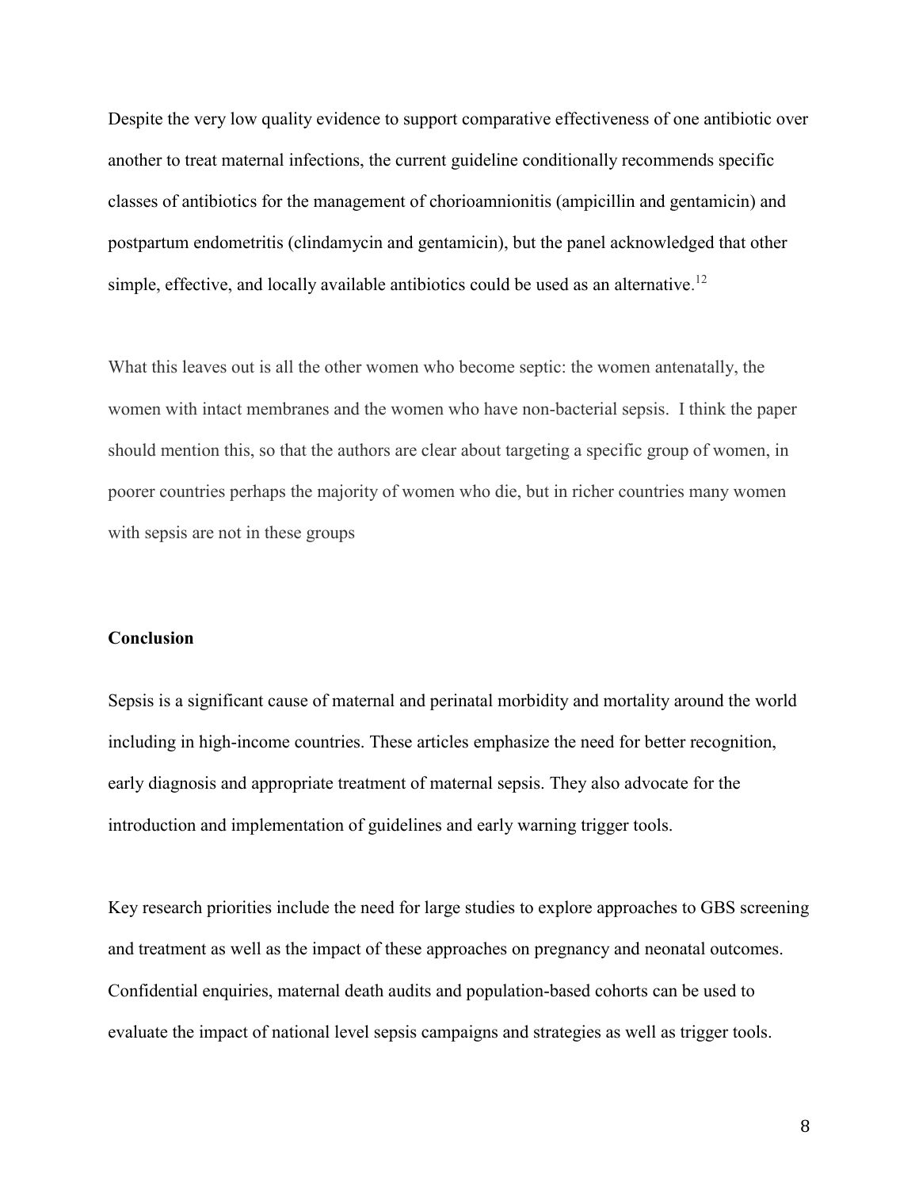Despite the very low quality evidence to support comparative effectiveness of one antibiotic over another to treat maternal infections, the current guideline conditionally recommends specific classes of antibiotics for the management of chorioamnionitis (ampicillin and gentamicin) and postpartum endometritis (clindamycin and gentamicin), but the panel acknowledged that other simple, effective, and locally available antibiotics could be used as an alternative.[12]

What this leaves out is all the other women who become septic: the women antenatally, the women with intact membranes and the women who have non-bacterial sepsis. I think the paper should mention this, so that the authors are clear about targeting a specific group of women, in poorer countries perhaps the majority of women who die, but in richer countries many women with sepsis are not in these groups

**Conclusion**

Sepsis is a significant cause of maternal and perinatal morbidity and mortality around the world including in high-income countries. These articles emphasize the need for better recognition, early diagnosis and appropriate treatment of maternal sepsis. They also advocate for the introduction and implementation of guidelines and early warning trigger tools.

Key research priorities include the need for large studies to explore approaches to GBS screening and treatment as well as the impact of these approaches on pregnancy and neonatal outcomes. Confidential enquiries, maternal death audits and population-based cohorts can be used to evaluate the impact of national level sepsis campaigns and strategies as well as trigger tools.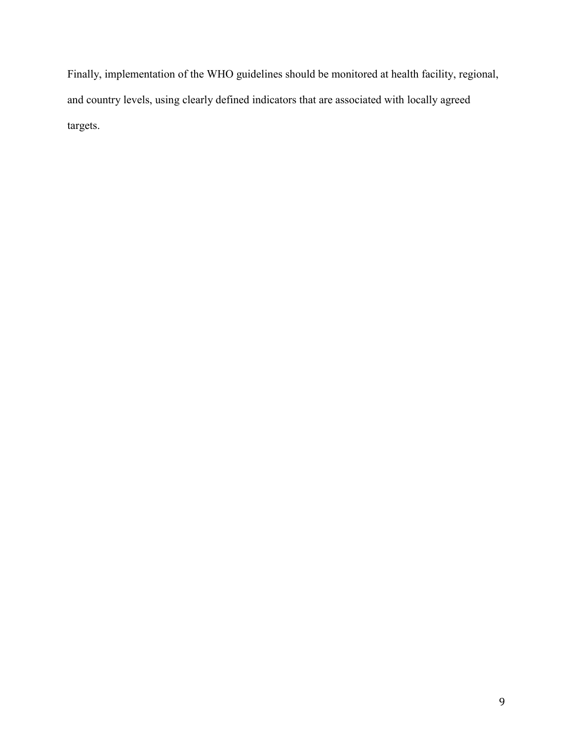Finally, implementation of the WHO guidelines should be monitored at health facility, regional, and country levels, using clearly defined indicators that are associated with locally agreed targets.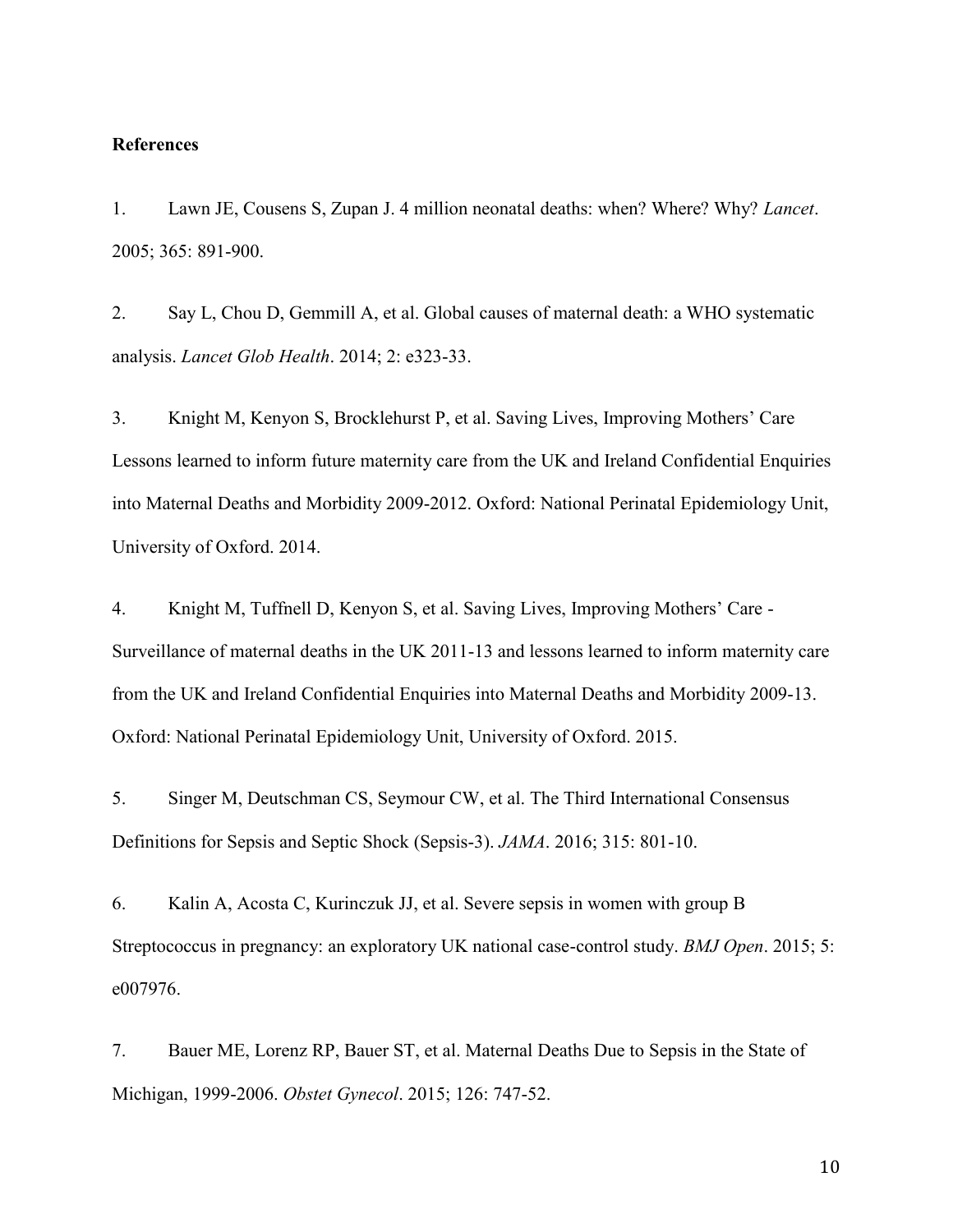**References**

1. Lawn JE, Cousens S, Zupan J. 4 million neonatal deaths: when? Where? Why? *Lancet*. 2005; 365: 891-900.

2. Say L, Chou D, Gemmill A, et al. Global causes of maternal death: a WHO systematic analysis. *Lancet Glob Health*. 2014; 2: e323-33.

3. Knight M, Kenyon S, Brocklehurst P, et al. Saving Lives, Improving Mothers' Care Lessons learned to inform future maternity care from the UK and Ireland Confidential Enquiries into Maternal Deaths and Morbidity 2009-2012. Oxford: National Perinatal Epidemiology Unit, University of Oxford. 2014.

4. Knight M, Tuffnell D, Kenyon S, et al. Saving Lives, Improving Mothers' Care - Surveillance of maternal deaths in the UK 2011-13 and lessons learned to inform maternity care from the UK and Ireland Confidential Enquiries into Maternal Deaths and Morbidity 2009-13. Oxford: National Perinatal Epidemiology Unit, University of Oxford. 2015.

5. Singer M, Deutschman CS, Seymour CW, et al. The Third International Consensus Definitions for Sepsis and Septic Shock (Sepsis-3). *JAMA*. 2016; 315: 801-10.

6. Kalin A, Acosta C, Kurinczuk JJ, et al. Severe sepsis in women with group B Streptococcus in pregnancy: an exploratory UK national case-control study. *BMJ Open*. 2015; 5: e007976.

7. Bauer ME, Lorenz RP, Bauer ST, et al. Maternal Deaths Due to Sepsis in the State of Michigan, 1999-2006. *Obstet Gynecol*. 2015; 126: 747-52.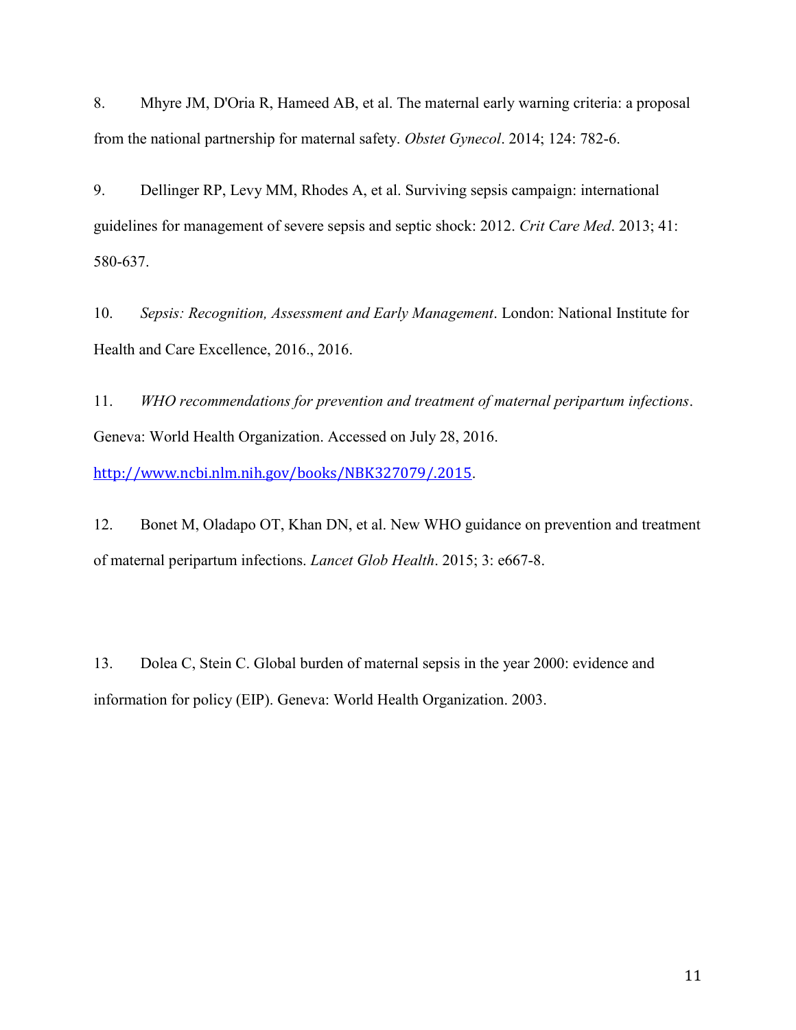8. Mhyre JM, D'Oria R, Hameed AB, et al. The maternal early warning criteria: a proposal from the national partnership for maternal safety. *Obstet Gynecol*. 2014; 124: 782-6.

9. Dellinger RP, Levy MM, Rhodes A, et al. Surviving sepsis campaign: international guidelines for management of severe sepsis and septic shock: 2012. *Crit Care Med*. 2013; 41: 580-637.

10. *Sepsis: Recognition, Assessment and Early Management*. London: National Institute for Health and Care Excellence, 2016., 2016.

11. *WHO recommendations for prevention and treatment of maternal peripartum infections*. Geneva: World Health Organization. Accessed on July 28, 2016. http://www.ncbi.nlm.nih.gov/books/NBK327079/.2015.

12. Bonet M, Oladapo OT, Khan DN, et al. New WHO guidance on prevention and treatment of maternal peripartum infections. *Lancet Glob Health*. 2015; 3: e667-8.

13. Dolea C, Stein C. Global burden of maternal sepsis in the year 2000: evidence and information for policy (EIP). Geneva: World Health Organization. 2003.